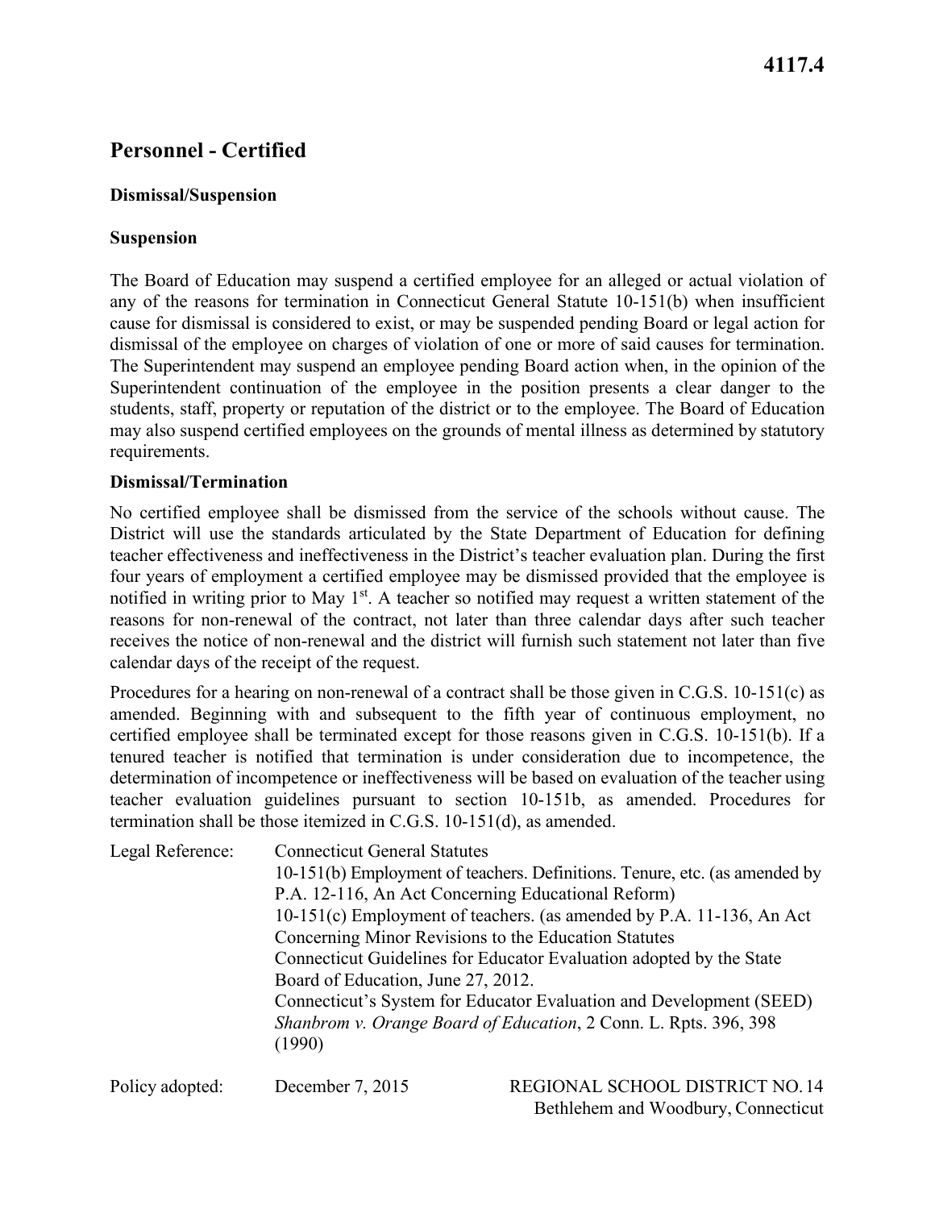4117.4

# Personnel - Certified

### Dismissal/Suspension

### Suspension

The Board of Education may suspend a certified employee for an alleged or actual violation of any of the reasons for termination in Connecticut General Statute 10-151(b) when insufficient cause for dismissal is considered to exist, or may be suspended pending Board or legal action for dismissal of the employee on charges of violation of one or more of said causes for termination. The Superintendent may suspend an employee pending Board action when, in the opinion of the Superintendent continuation of the employee in the position presents a clear danger to the students, staff, property or reputation of the district or to the employee. The Board of Education may also suspend certified employees on the grounds of mental illness as determined by statutory requirements.

### Dismissal/Termination

No certified employee shall be dismissed from the service of the schools without cause. The District will use the standards articulated by the State Department of Education for defining teacher effectiveness and ineffectiveness in the District's teacher evaluation plan. During the first four years of employment a certified employee may be dismissed provided that the employee is notified in writing prior to May 1st. A teacher so notified may request a written statement of the reasons for non-renewal of the contract, not later than three calendar days after such teacher receives the notice of non-renewal and the district will furnish such statement not later than five calendar days of the receipt of the request.

Procedures for a hearing on non-renewal of a contract shall be those given in C.G.S. 10-151(c) as amended. Beginning with and subsequent to the fifth year of continuous employment, no certified employee shall be terminated except for those reasons given in C.G.S. 10-151(b). If a tenured teacher is notified that termination is under consideration due to incompetence, the determination of incompetence or ineffectiveness will be based on evaluation of the teacher using teacher evaluation guidelines pursuant to section 10-151b, as amended. Procedures for termination shall be those itemized in C.G.S. 10-151(d), as amended.

Legal Reference: Connecticut General Statutes

10-151(b) Employment of teachers. Definitions. Tenure, etc. (as amended by P.A. 12-116, An Act Concerning Educational Reform)

10-151(c) Employment of teachers. (as amended by P.A. 11-136, An Act Concerning Minor Revisions to the Education Statutes

Connecticut Guidelines for Educator Evaluation adopted by the State Board of Education, June 27, 2012.

Connecticut's System for Educator Evaluation and Development (SEED)

*Shanbrom v. Orange Board of Education*, 2 Conn. L. Rpts. 396, 398 (1990)

Policy adopted: December 7, 2015

REGIONAL SCHOOL DISTRICT NO. 14
Bethlehem and Woodbury, Connecticut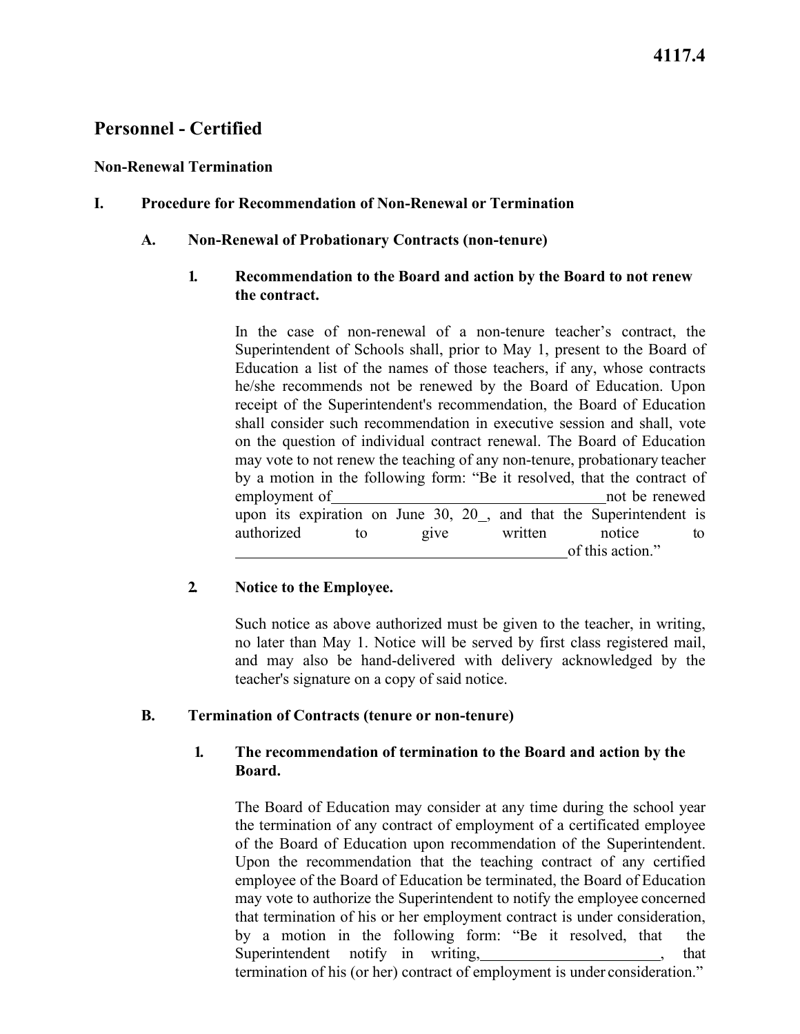4117.4

# Personnel - Certified

## Non-Renewal Termination

### I. Procedure for Recommendation of Non-Renewal or Termination

#### A. Non-Renewal of Probationary Contracts (non-tenure)

**1. Recommendation to the Board and action by the Board to not renew the contract.**

In the case of non-renewal of a non-tenure teacher's contract, the Superintendent of Schools shall, prior to May 1, present to the Board of Education a list of the names of those teachers, if any, whose contracts he/she recommends not be renewed by the Board of Education. Upon receipt of the Superintendent's recommendation, the Board of Education shall consider such recommendation in executive session and shall, vote on the question of individual contract renewal. The Board of Education may vote to not renew the teaching of any non-tenure, probationary teacher by a motion in the following form: "Be it resolved, that the contract of employment of\_\_\_\_\_\_\_\_\_\_\_\_\_\_\_\_\_\_\_\_\_\_\_\_\_\_\_\_\_\_\_\_\_\_not be renewed upon its expiration on June 30, 20\_, and that the Superintendent is authorized to give written notice to \_\_\_\_\_\_\_\_\_\_\_\_\_\_\_\_\_\_\_\_\_\_\_\_\_\_\_\_\_\_\_\_\_\_\_\_\_\_\_\_\_\_of this action."

**2. Notice to the Employee.**

Such notice as above authorized must be given to the teacher, in writing, no later than May 1. Notice will be served by first class registered mail, and may also be hand-delivered with delivery acknowledged by the teacher's signature on a copy of said notice.

#### B. Termination of Contracts (tenure or non-tenure)

**1. The recommendation of termination to the Board and action by the Board.**

The Board of Education may consider at any time during the school year the termination of any contract of employment of a certificated employee of the Board of Education upon recommendation of the Superintendent. Upon the recommendation that the teaching contract of any certified employee of the Board of Education be terminated, the Board of Education may vote to authorize the Superintendent to notify the employee concerned that termination of his or her employment contract is under consideration, by a motion in the following form: "Be it resolved, that the Superintendent notify in writing,\_\_\_\_\_\_\_\_\_\_\_\_\_\_\_\_\_\_\_\_\_\_\_\_, that termination of his (or her) contract of employment is under consideration."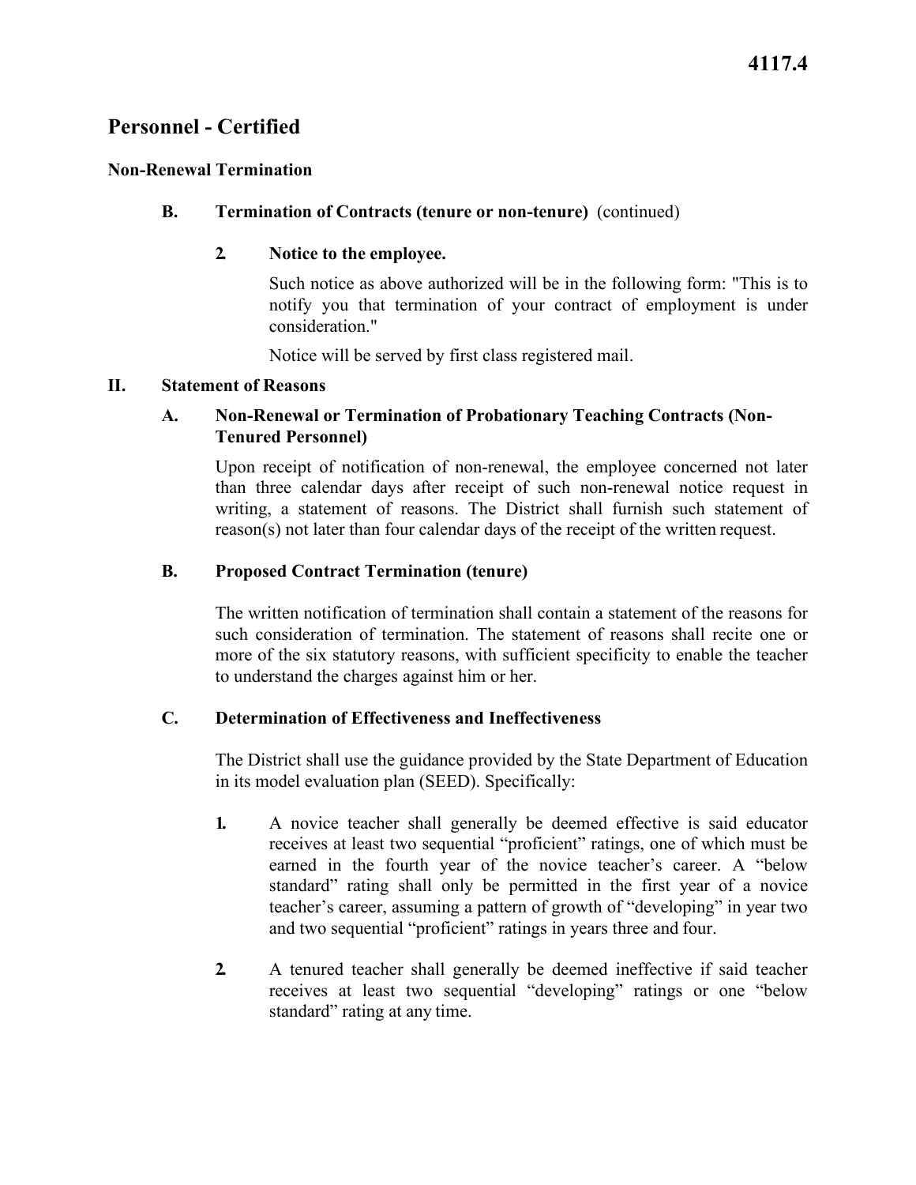# Personnel - Certified

## Non-Renewal Termination

### B. Termination of Contracts (tenure or non-tenure) (continued)

#### 2. Notice to the employee.

Such notice as above authorized will be in the following form: "This is to notify you that termination of your contract of employment is under consideration."

Notice will be served by first class registered mail.

## II. Statement of Reasons

### A. Non-Renewal or Termination of Probationary Teaching Contracts (Non-Tenured Personnel)

Upon receipt of notification of non-renewal, the employee concerned not later than three calendar days after receipt of such non-renewal notice request in writing, a statement of reasons. The District shall furnish such statement of reason(s) not later than four calendar days of the receipt of the written request.

### B. Proposed Contract Termination (tenure)

The written notification of termination shall contain a statement of the reasons for such consideration of termination. The statement of reasons shall recite one or more of the six statutory reasons, with sufficient specificity to enable the teacher to understand the charges against him or her.

### C. Determination of Effectiveness and Ineffectiveness

The District shall use the guidance provided by the State Department of Education in its model evaluation plan (SEED). Specifically:

1. A novice teacher shall generally be deemed effective is said educator receives at least two sequential "proficient" ratings, one of which must be earned in the fourth year of the novice teacher's career. A "below standard" rating shall only be permitted in the first year of a novice teacher's career, assuming a pattern of growth of "developing" in year two and two sequential "proficient" ratings in years three and four.

2. A tenured teacher shall generally be deemed ineffective if said teacher receives at least two sequential "developing" ratings or one "below standard" rating at any time.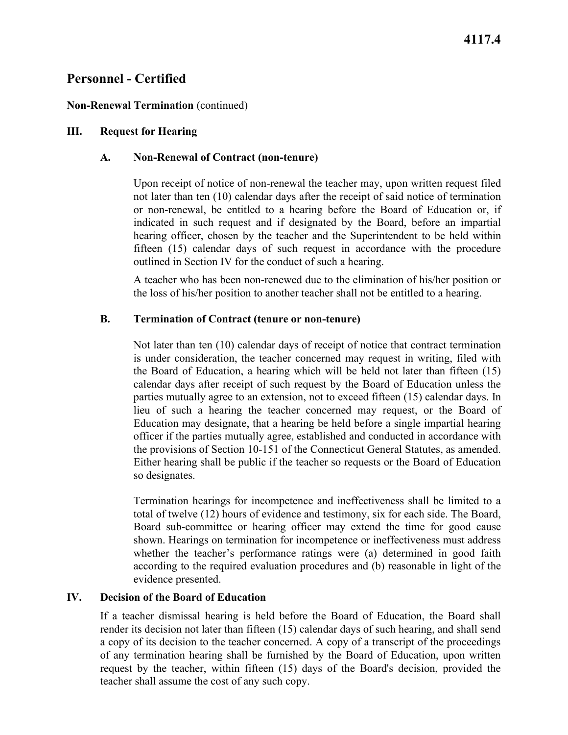## Personnel - Certified

**Non-Renewal Termination** (continued)

### III. Request for Hearing

#### A. Non-Renewal of Contract (non-tenure)

Upon receipt of notice of non-renewal the teacher may, upon written request filed not later than ten (10) calendar days after the receipt of said notice of termination or non-renewal, be entitled to a hearing before the Board of Education or, if indicated in such request and if designated by the Board, before an impartial hearing officer, chosen by the teacher and the Superintendent to be held within fifteen (15) calendar days of such request in accordance with the procedure outlined in Section IV for the conduct of such a hearing.

A teacher who has been non-renewed due to the elimination of his/her position or the loss of his/her position to another teacher shall not be entitled to a hearing.

#### B. Termination of Contract (tenure or non-tenure)

Not later than ten (10) calendar days of receipt of notice that contract termination is under consideration, the teacher concerned may request in writing, filed with the Board of Education, a hearing which will be held not later than fifteen (15) calendar days after receipt of such request by the Board of Education unless the parties mutually agree to an extension, not to exceed fifteen (15) calendar days. In lieu of such a hearing the teacher concerned may request, or the Board of Education may designate, that a hearing be held before a single impartial hearing officer if the parties mutually agree, established and conducted in accordance with the provisions of Section 10-151 of the Connecticut General Statutes, as amended. Either hearing shall be public if the teacher so requests or the Board of Education so designates.

Termination hearings for incompetence and ineffectiveness shall be limited to a total of twelve (12) hours of evidence and testimony, six for each side. The Board, Board sub-committee or hearing officer may extend the time for good cause shown. Hearings on termination for incompetence or ineffectiveness must address whether the teacher's performance ratings were (a) determined in good faith according to the required evaluation procedures and (b) reasonable in light of the evidence presented.

### IV. Decision of the Board of Education

If a teacher dismissal hearing is held before the Board of Education, the Board shall render its decision not later than fifteen (15) calendar days of such hearing, and shall send a copy of its decision to the teacher concerned. A copy of a transcript of the proceedings of any termination hearing shall be furnished by the Board of Education, upon written request by the teacher, within fifteen (15) days of the Board's decision, provided the teacher shall assume the cost of any such copy.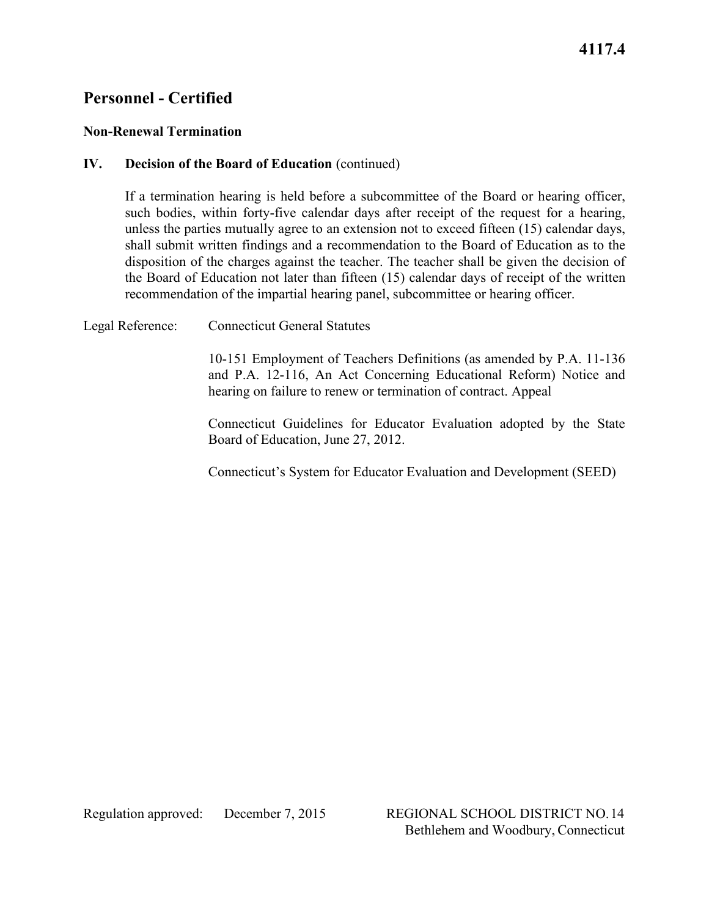# Personnel - Certified

## Non-Renewal Termination

### IV. Decision of the Board of Education (continued)

If a termination hearing is held before a subcommittee of the Board or hearing officer, such bodies, within forty-five calendar days after receipt of the request for a hearing, unless the parties mutually agree to an extension not to exceed fifteen (15) calendar days, shall submit written findings and a recommendation to the Board of Education as to the disposition of the charges against the teacher. The teacher shall be given the decision of the Board of Education not later than fifteen (15) calendar days of receipt of the written recommendation of the impartial hearing panel, subcommittee or hearing officer.

Legal Reference: Connecticut General Statutes

10-151 Employment of Teachers Definitions (as amended by P.A. 11-136 and P.A. 12-116, An Act Concerning Educational Reform) Notice and hearing on failure to renew or termination of contract. Appeal

Connecticut Guidelines for Educator Evaluation adopted by the State Board of Education, June 27, 2012.

Connecticut's System for Educator Evaluation and Development (SEED)

Regulation approved: December 7, 2015

REGIONAL SCHOOL DISTRICT NO. 14
Bethlehem and Woodbury, Connecticut